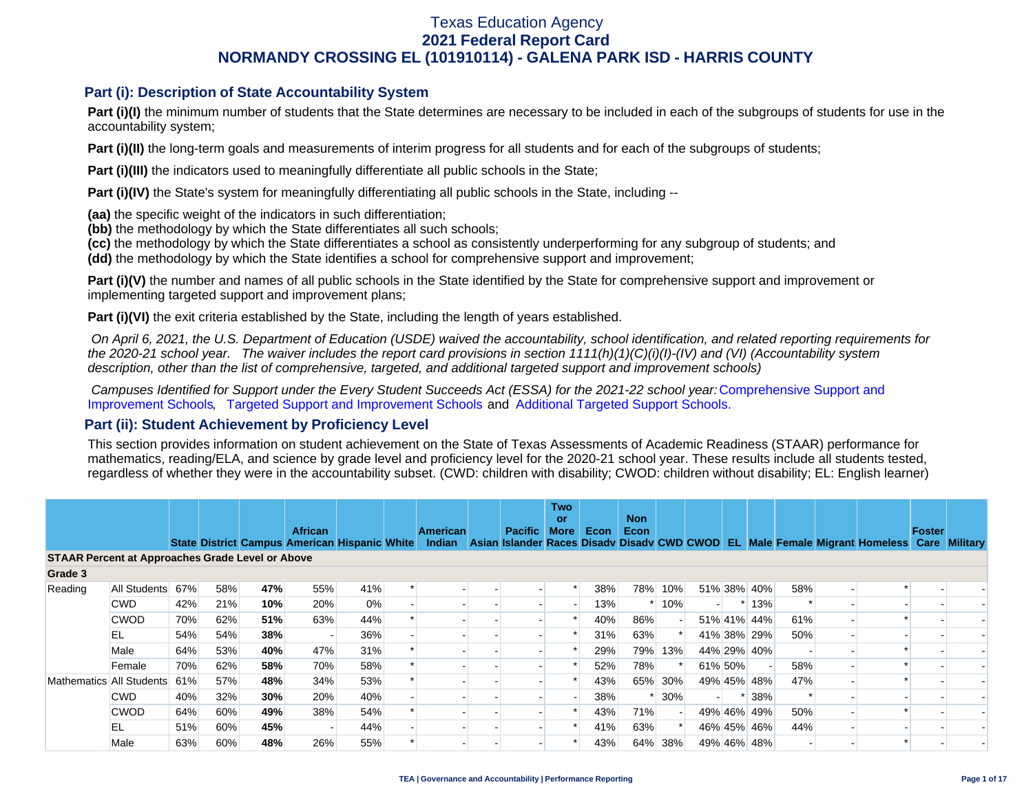# Texas Education Agency
## 2021 Federal Report Card
## NORMANDY CROSSING EL (101910114) - GALENA PARK ISD - HARRIS COUNTY

### Part (i): Description of State Accountability System

**Part (i)(I)** the minimum number of students that the State determines are necessary to be included in each of the subgroups of students for use in the accountability system;

**Part (i)(II)** the long-term goals and measurements of interim progress for all students and for each of the subgroups of students;

**Part (i)(III)** the indicators used to meaningfully differentiate all public schools in the State;

**Part (i)(IV)** the State's system for meaningfully differentiating all public schools in the State, including --

**(aa)** the specific weight of the indicators in such differentiation;
**(bb)** the methodology by which the State differentiates all such schools;
**(cc)** the methodology by which the State differentiates a school as consistently underperforming for any subgroup of students; and
**(dd)** the methodology by which the State identifies a school for comprehensive support and improvement;

**Part (i)(V)** the number and names of all public schools in the State identified by the State for comprehensive support and improvement or implementing targeted support and improvement plans;

**Part (i)(VI)** the exit criteria established by the State, including the length of years established.

*On April 6, 2021, the U.S. Department of Education (USDE) waived the accountability, school identification, and related reporting requirements for the 2020-21 school year. The waiver includes the report card provisions in section 1111(h)(1)(C)(i)(I)-(IV) and (VI) (Accountability system description, other than the list of comprehensive, targeted, and additional targeted support and improvement schools)*

*Campuses Identified for Support under the Every Student Succeeds Act (ESSA) for the 2021-22 school year:* Comprehensive Support and Improvement Schools, Targeted Support and Improvement Schools and Additional Targeted Support Schools.

### Part (ii): Student Achievement by Proficiency Level

This section provides information on student achievement on the State of Texas Assessments of Academic Readiness (STAAR) performance for mathematics, reading/ELA, and science by grade level and proficiency level for the 2020-21 school year. These results include all students tested, regardless of whether they were in the accountability subset. (CWD: children with disability; CWOD: children without disability; EL: English learner)

| | | State | District | Campus | African American | Hispanic | White | American Indian | Asian | Pacific Islander | Two or More Races | Econ Disadv | Non Econ Disadv | CWD | CWOD | EL | Male | Female | Migrant | Homeless | Foster Care | Military |
|---|---|---|---|---|---|---|---|---|---|---|---|---|---|---|---|---|---|---|---|---|---|---|
| **STAAR Percent at Approaches Grade Level or Above** | | | | | | | | | | | | | | | | | | | | | | |
| **Grade 3** | | | | | | | | | | | | | | | | | | | | | | |
| Reading | All Students | 67% | 58% | **47%** | 55% | 41% | * | - | - | - | * | 38% | 78% | 10% | 51% | 38% | 40% | 58% | - | * | - | - |
| | CWD | 42% | 21% | **10%** | 20% | 0% | - | - | - | - | - | 13% | * | 10% | - | * | 13% | * | - | - | - | - |
| | CWOD | 70% | 62% | **51%** | 63% | 44% | * | - | - | - | * | 40% | 86% | - | 51% | 41% | 44% | 61% | - | * | - | - |
| | EL | 54% | 54% | **38%** | - | 36% | - | - | - | - | * | 31% | 63% | * | 41% | 38% | 29% | 50% | - | - | - | - |
| | Male | 64% | 53% | **40%** | 47% | 31% | * | - | - | - | * | 29% | 79% | 13% | 44% | 29% | 40% | - | - | * | - | - |
| | Female | 70% | 62% | **58%** | 70% | 58% | * | - | - | - | * | 52% | 78% | * | 61% | 50% | - | 58% | - | * | - | - |
| Mathematics | All Students | 61% | 57% | **48%** | 34% | 53% | * | - | - | - | * | 43% | 65% | 30% | 49% | 45% | 48% | 47% | - | * | - | - |
| | CWD | 40% | 32% | **30%** | 20% | 40% | - | - | - | - | - | 38% | * | 30% | - | * | 38% | * | - | - | - | - |
| | CWOD | 64% | 60% | **49%** | 38% | 54% | * | - | - | - | * | 43% | 71% | - | 49% | 46% | 49% | 50% | - | * | - | - |
| | EL | 51% | 60% | **45%** | - | 44% | - | - | - | - | * | 41% | 63% | * | 46% | 45% | 46% | 44% | - | - | - | - |
| | Male | 63% | 60% | **48%** | 26% | 55% | * | - | - | - | * | 43% | 64% | 38% | 49% | 46% | 48% | - | - | * | - | - |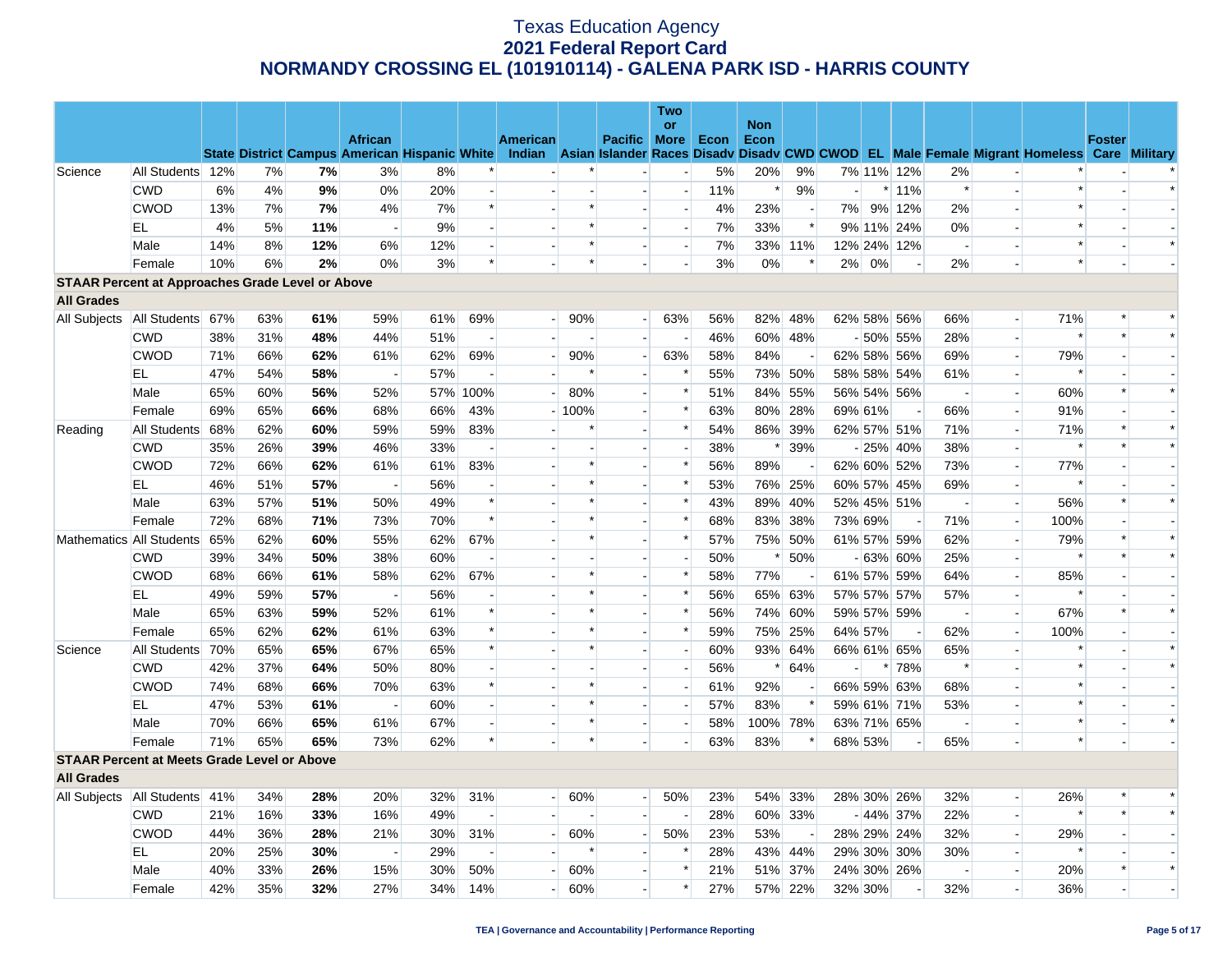# Texas Education Agency
## 2021 Federal Report Card
## NORMANDY CROSSING EL (101910114) - GALENA PARK ISD - HARRIS COUNTY

| | | State | District | Campus | African American | Hispanic | White | American Indian | Asian | Pacific Islander | Two or More Races | Econ Disadv | Non Econ Disadv | CWD | CWOD | EL | Male | Female | Migrant | Homeless | Foster Care | Military |
|---|---|---|---|---|---|---|---|---|---|---|---|---|---|---|---|---|---|---|---|---|---|---|
| Science | All Students | 12% | 7% | **7%** | 3% | 8% | * | - | * | - | - | 5% | 20% | 9% | 7% | 11% | 12% | 2% | - | * | - | * |
| | CWD | 6% | 4% | **9%** | 0% | 20% | - | - | - | - | - | 11% | * | 9% | - | * | 11% | * | - | * | - | * |
| | CWOD | 13% | 7% | **7%** | 4% | 7% | * | - | * | - | - | 4% | 23% | - | 7% | 9% | 12% | 2% | - | * | - | - |
| | EL | 4% | 5% | **11%** | - | 9% | - | - | * | - | - | 7% | 33% | * | 9% | 11% | 24% | 0% | - | * | - | - |
| | Male | 14% | 8% | **12%** | 6% | 12% | - | - | * | - | - | 7% | 33% | 11% | 12% | 24% | 12% | - | - | * | - | * |
| | Female | 10% | 6% | **2%** | 0% | 3% | * | - | * | - | - | 3% | 0% | * | 2% | 0% | - | 2% | - | * | - | - |
| **STAAR Percent at Approaches Grade Level or Above** | | | | | | | | | | | | | | | | | | | | | | |
| **All Grades** | | | | | | | | | | | | | | | | | | | | | | |
| All Subjects | All Students | 67% | 63% | **61%** | 59% | 61% | 69% | - | 90% | - | 63% | 56% | 82% | 48% | 62% | 58% | 56% | 66% | - | 71% | * | * |
| | CWD | 38% | 31% | **48%** | 44% | 51% | - | - | - | - | - | 46% | 60% | 48% | - | 50% | 55% | 28% | - | * | * | * |
| | CWOD | 71% | 66% | **62%** | 61% | 62% | 69% | - | 90% | - | 63% | 58% | 84% | - | 62% | 58% | 56% | 69% | - | 79% | - | - |
| | EL | 47% | 54% | **58%** | - | 57% | - | - | * | - | * | 55% | 73% | 50% | 58% | 58% | 54% | 61% | - | * | - | - |
| | Male | 65% | 60% | **56%** | 52% | 57% | 100% | - | 80% | - | * | 51% | 84% | 55% | 56% | 54% | 56% | - | - | 60% | * | * |
| | Female | 69% | 65% | **66%** | 68% | 66% | 43% | - | 100% | - | * | 63% | 80% | 28% | 69% | 61% | - | 66% | - | 91% | - | - |
| Reading | All Students | 68% | 62% | **60%** | 59% | 59% | 83% | - | * | - | * | 54% | 86% | 39% | 62% | 57% | 51% | 71% | - | 71% | * | * |
| | CWD | 35% | 26% | **39%** | 46% | 33% | - | - | - | - | - | 38% | * | 39% | - | 25% | 40% | 38% | - | * | * | * |
| | CWOD | 72% | 66% | **62%** | 61% | 61% | 83% | - | * | - | * | 56% | 89% | - | 62% | 60% | 52% | 73% | - | 77% | - | - |
| | EL | 46% | 51% | **57%** | - | 56% | - | - | * | - | * | 53% | 76% | 25% | 60% | 57% | 45% | 69% | - | * | - | - |
| | Male | 63% | 57% | **51%** | 50% | 49% | * | - | * | - | * | 43% | 89% | 40% | 52% | 45% | 51% | - | - | 56% | * | * |
| | Female | 72% | 68% | **71%** | 73% | 70% | * | - | * | - | * | 68% | 83% | 38% | 73% | 69% | - | 71% | - | 100% | - | - |
| Mathematics | All Students | 65% | 62% | **60%** | 55% | 62% | 67% | - | * | - | * | 57% | 75% | 50% | 61% | 57% | 59% | 62% | - | 79% | * | * |
| | CWD | 39% | 34% | **50%** | 38% | 60% | - | - | - | - | - | 50% | * | 50% | - | 63% | 60% | 25% | - | * | * | * |
| | CWOD | 68% | 66% | **61%** | 58% | 62% | 67% | - | * | - | * | 58% | 77% | - | 61% | 57% | 59% | 64% | - | 85% | - | - |
| | EL | 49% | 59% | **57%** | - | 56% | - | - | * | - | * | 56% | 65% | 63% | 57% | 57% | 57% | 57% | - | * | - | - |
| | Male | 65% | 63% | **59%** | 52% | 61% | * | - | * | - | * | 56% | 74% | 60% | 59% | 57% | 59% | - | - | 67% | * | * |
| | Female | 65% | 62% | **62%** | 61% | 63% | * | - | * | - | * | 59% | 75% | 25% | 64% | 57% | - | 62% | - | 100% | - | - |
| Science | All Students | 70% | 65% | **65%** | 67% | 65% | * | - | * | - | - | 60% | 93% | 64% | 66% | 61% | 65% | 65% | - | * | - | * |
| | CWD | 42% | 37% | **64%** | 50% | 80% | - | - | - | - | - | 56% | * | 64% | - | * | 78% | * | - | * | - | * |
| | CWOD | 74% | 68% | **66%** | 70% | 63% | * | - | * | - | - | 61% | 92% | - | 66% | 59% | 63% | 68% | - | * | - | - |
| | EL | 47% | 53% | **61%** | - | 60% | - | - | * | - | - | 57% | 83% | * | 59% | 61% | 71% | 53% | - | * | - | - |
| | Male | 70% | 66% | **65%** | 61% | 67% | - | - | * | - | - | 58% | 100% | 78% | 63% | 71% | 65% | - | - | * | - | * |
| | Female | 71% | 65% | **65%** | 73% | 62% | * | - | * | - | - | 63% | 83% | * | 68% | 53% | - | 65% | - | * | - | - |
| **STAAR Percent at Meets Grade Level or Above** | | | | | | | | | | | | | | | | | | | | | | |
| **All Grades** | | | | | | | | | | | | | | | | | | | | | | |
| All Subjects | All Students | 41% | 34% | **28%** | 20% | 32% | 31% | - | 60% | - | 50% | 23% | 54% | 33% | 28% | 30% | 26% | 32% | - | 26% | * | * |
| | CWD | 21% | 16% | **33%** | 16% | 49% | - | - | - | - | - | 28% | 60% | 33% | - | 44% | 37% | 22% | - | * | * | * |
| | CWOD | 44% | 36% | **28%** | 21% | 30% | 31% | - | 60% | - | 50% | 23% | 53% | - | 28% | 29% | 24% | 32% | - | 29% | - | - |
| | EL | 20% | 25% | **30%** | - | 29% | - | - | * | - | * | 28% | 43% | 44% | 29% | 30% | 30% | 30% | - | * | - | - |
| | Male | 40% | 33% | **26%** | 15% | 30% | 50% | - | 60% | - | * | 21% | 51% | 37% | 24% | 30% | 26% | - | - | 20% | * | * |
| | Female | 42% | 35% | **32%** | 27% | 34% | 14% | - | 60% | - | * | 27% | 57% | 22% | 32% | 30% | - | 32% | - | 36% | - | - |

TEA | Governance and Accountability | Performance Reporting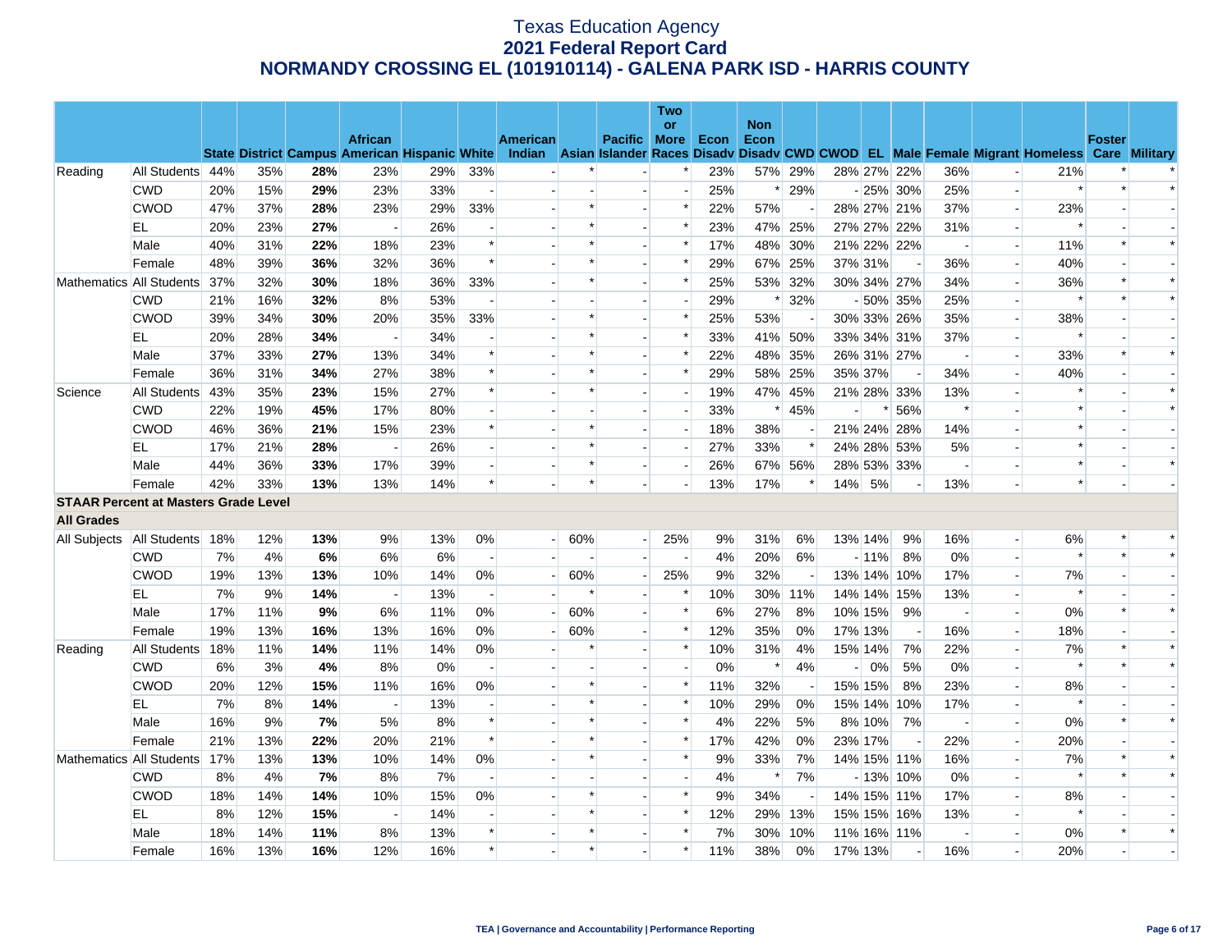# Texas Education Agency
## 2021 Federal Report Card
## NORMANDY CROSSING EL (101910114) - GALENA PARK ISD - HARRIS COUNTY

| | | State | District | Campus | African American | Hispanic | White | American Indian | Asian | Pacific Islander | Two or More Races | Econ Disadv | Non Econ Disadv | CWD | CWOD | EL | Male | Female | Migrant | Homeless | Foster Care | Military |
|---|---|---|---|---|---|---|---|---|---|---|---|---|---|---|---|---|---|---|---|---|---|---|
| Reading | All Students | 44% | 35% | **28%** | 23% | 29% | 33% | - | * | - | * | 23% | 57% | 29% | 28% | 27% | 22% | 36% | - | 21% | * | * |
| | CWD | 20% | 15% | **29%** | 23% | 33% | - | - | - | - | - | 25% | * | 29% | - | 25% | 30% | 25% | - | * | * | * |
| | CWOD | 47% | 37% | **28%** | 23% | 29% | 33% | - | * | - | * | 22% | 57% | - | 28% | 27% | 21% | 37% | - | 23% | - | - |
| | EL | 20% | 23% | **27%** | - | 26% | - | - | * | - | * | 23% | 47% | 25% | 27% | 27% | 22% | 31% | - | * | - | - |
| | Male | 40% | 31% | **22%** | 18% | 23% | * | - | * | - | * | 17% | 48% | 30% | 21% | 22% | 22% | - | - | 11% | * | * |
| | Female | 48% | 39% | **36%** | 32% | 36% | * | - | * | - | * | 29% | 67% | 25% | 37% | 31% | - | 36% | - | 40% | - | - |
| Mathematics | All Students | 37% | 32% | **30%** | 18% | 36% | 33% | - | * | - | * | 25% | 53% | 32% | 30% | 34% | 27% | 34% | - | 36% | * | * |
| | CWD | 21% | 16% | **32%** | 8% | 53% | - | - | - | - | - | 29% | * | 32% | - | 50% | 35% | 25% | - | * | * | * |
| | CWOD | 39% | 34% | **30%** | 20% | 35% | 33% | - | * | - | * | 25% | 53% | - | 30% | 33% | 26% | 35% | - | 38% | - | - |
| | EL | 20% | 28% | **34%** | - | 34% | - | - | * | - | * | 33% | 41% | 50% | 33% | 34% | 31% | 37% | - | * | - | - |
| | Male | 37% | 33% | **27%** | 13% | 34% | * | - | * | - | * | 22% | 48% | 35% | 26% | 31% | 27% | - | - | 33% | * | * |
| | Female | 36% | 31% | **34%** | 27% | 38% | * | - | * | - | * | 29% | 58% | 25% | 35% | 37% | - | 34% | - | 40% | - | - |
| Science | All Students | 43% | 35% | **23%** | 15% | 27% | * | - | * | - | - | 19% | 47% | 45% | 21% | 28% | 33% | 13% | - | * | - | * |
| | CWD | 22% | 19% | **45%** | 17% | 80% | - | - | - | - | - | 33% | * | 45% | - | * | 56% | * | - | * | - | * |
| | CWOD | 46% | 36% | **21%** | 15% | 23% | * | - | * | - | - | 18% | 38% | - | 21% | 24% | 28% | 14% | - | * | - | - |
| | EL | 17% | 21% | **28%** | - | 26% | - | - | * | - | - | 27% | 33% | * | 24% | 28% | 53% | 5% | - | * | - | - |
| | Male | 44% | 36% | **33%** | 17% | 39% | - | - | * | - | - | 26% | 67% | 56% | 28% | 53% | 33% | - | - | * | - | * |
| | Female | 42% | 33% | **13%** | 13% | 14% | * | - | * | - | - | 13% | 17% | * | 14% | 5% | - | 13% | - | * | - | - |
| **STAAR Percent at Masters Grade Level** | | | | | | | | | | | | | | | | | | | | | | |
| **All Grades** | | | | | | | | | | | | | | | | | | | | | | |
| All Subjects | All Students | 18% | 12% | **13%** | 9% | 13% | 0% | - | 60% | - | 25% | 9% | 31% | 6% | 13% | 14% | 9% | 16% | - | 6% | * | * |
| | CWD | 7% | 4% | **6%** | 6% | 6% | - | - | - | - | - | 4% | 20% | 6% | - | 11% | 8% | 0% | - | * | * | * |
| | CWOD | 19% | 13% | **13%** | 10% | 14% | 0% | - | 60% | - | 25% | 9% | 32% | - | 13% | 14% | 10% | 17% | - | 7% | - | - |
| | EL | 7% | 9% | **14%** | - | 13% | - | - | * | - | * | 10% | 30% | 11% | 14% | 14% | 15% | 13% | - | * | - | - |
| | Male | 17% | 11% | **9%** | 6% | 11% | 0% | - | 60% | - | * | 6% | 27% | 8% | 10% | 15% | 9% | - | - | 0% | * | * |
| | Female | 19% | 13% | **16%** | 13% | 16% | 0% | - | 60% | - | * | 12% | 35% | 0% | 17% | 13% | - | 16% | - | 18% | - | - |
| Reading | All Students | 18% | 11% | **14%** | 11% | 14% | 0% | - | * | - | * | 10% | 31% | 4% | 15% | 14% | 7% | 22% | - | 7% | * | * |
| | CWD | 6% | 3% | **4%** | 8% | 0% | - | - | - | - | - | 0% | * | 4% | - | 0% | 5% | 0% | - | * | * | * |
| | CWOD | 20% | 12% | **15%** | 11% | 16% | 0% | - | * | - | * | 11% | 32% | - | 15% | 15% | 8% | 23% | - | 8% | - | - |
| | EL | 7% | 8% | **14%** | - | 13% | - | - | * | - | * | 10% | 29% | 0% | 15% | 14% | 10% | 17% | - | * | - | - |
| | Male | 16% | 9% | **7%** | 5% | 8% | * | - | * | - | * | 4% | 22% | 5% | 8% | 10% | 7% | - | - | 0% | * | * |
| | Female | 21% | 13% | **22%** | 20% | 21% | * | - | * | - | * | 17% | 42% | 0% | 23% | 17% | - | 22% | - | 20% | - | - |
| Mathematics | All Students | 17% | 13% | **13%** | 10% | 14% | 0% | - | * | - | * | 9% | 33% | 7% | 14% | 15% | 11% | 16% | - | 7% | * | * |
| | CWD | 8% | 4% | **7%** | 8% | 7% | - | - | - | - | - | 4% | * | 7% | - | 13% | 10% | 0% | - | * | * | * |
| | CWOD | 18% | 14% | **14%** | 10% | 15% | 0% | - | * | - | * | 9% | 34% | - | 14% | 15% | 11% | 17% | - | 8% | - | - |
| | EL | 8% | 12% | **15%** | - | 14% | - | - | * | - | * | 12% | 29% | 13% | 15% | 15% | 16% | 13% | - | * | - | - |
| | Male | 18% | 14% | **11%** | 8% | 13% | * | - | * | - | * | 7% | 30% | 10% | 11% | 16% | 11% | - | - | 0% | * | * |
| | Female | 16% | 13% | **16%** | 12% | 16% | * | - | * | - | * | 11% | 38% | 0% | 17% | 13% | - | 16% | - | 20% | - | - |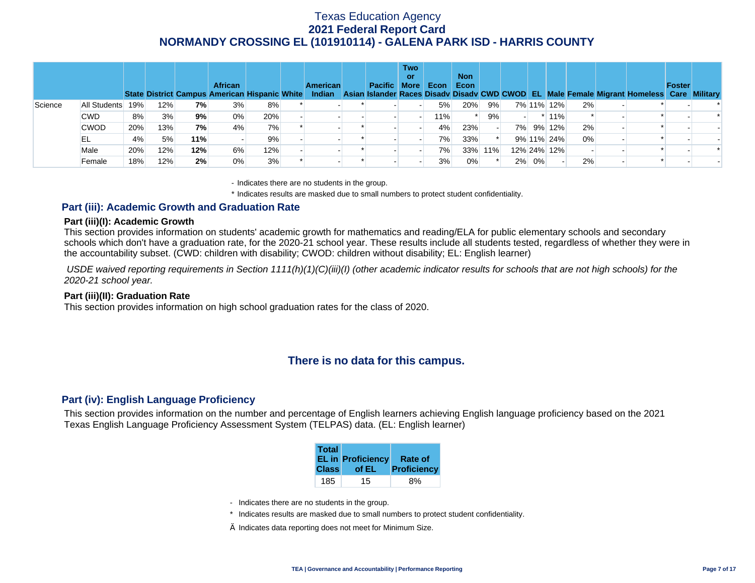# Texas Education Agency
## 2021 Federal Report Card
## NORMANDY CROSSING EL (101910114) - GALENA PARK ISD - HARRIS COUNTY

| | | State | District | Campus | African American | Hispanic | White | American Indian | Asian | Pacific Islander | Two or More Races | Econ Disadv | Non Econ Disadv | CWD | CWOD | EL | Male | Female | Migrant | Homeless | Foster Care | Military |
|---|---|---|---|---|---|---|---|---|---|---|---|---|---|---|---|---|---|---|---|---|---|---|
| Science | All Students | 19% | 12% | **7%** | 3% | 8% | * | - | * | - | - | 5% | 20% | 9% | 7% | 11% | 12% | 2% | - | * | - | * |
| | CWD | 8% | 3% | **9%** | 0% | 20% | - | - | - | - | - | 11% | * | 9% | - | * | 11% | * | - | * | - | * |
| | CWOD | 20% | 13% | **7%** | 4% | 7% | * | - | * | - | - | 4% | 23% | - | 7% | 9% | 12% | 2% | - | * | - | - |
| | EL | 4% | 5% | **11%** | - | 9% | - | - | * | - | - | 7% | 33% | * | 9% | 11% | 24% | 0% | - | * | - | - |
| | Male | 20% | 12% | **12%** | 6% | 12% | - | - | * | - | - | 7% | 33% | 11% | 12% | 24% | 12% | - | - | * | - | * |
| | Female | 18% | 12% | **2%** | 0% | 3% | * | - | * | - | - | 3% | 0% | * | 2% | 0% | - | 2% | - | * | - | - |

- Indicates there are no students in the group.

\* Indicates results are masked due to small numbers to protect student confidentiality.

## Part (iii): Academic Growth and Graduation Rate

### Part (iii)(I): Academic Growth

This section provides information on students' academic growth for mathematics and reading/ELA for public elementary schools and secondary schools which don't have a graduation rate, for the 2020-21 school year. These results include all students tested, regardless of whether they were in the accountability subset. (CWD: children with disability; CWOD: children without disability; EL: English learner)

*USDE waived reporting requirements in Section 1111(h)(1)(C)(iii)(I) (other academic indicator results for schools that are not high schools) for the 2020-21 school year.*

### Part (iii)(II): Graduation Rate

This section provides information on high school graduation rates for the class of 2020.

**There is no data for this campus.**

## Part (iv): English Language Proficiency

This section provides information on the number and percentage of English learners achieving English language proficiency based on the 2021 Texas English Language Proficiency Assessment System (TELPAS) data. (EL: English learner)

| Total EL in Class | Proficiency of EL | Rate of Proficiency |
|---|---|---|
| 185 | 15 | 8% |

- Indicates there are no students in the group.

\* Indicates results are masked due to small numbers to protect student confidentiality.

Ä Indicates data reporting does not meet for Minimum Size.